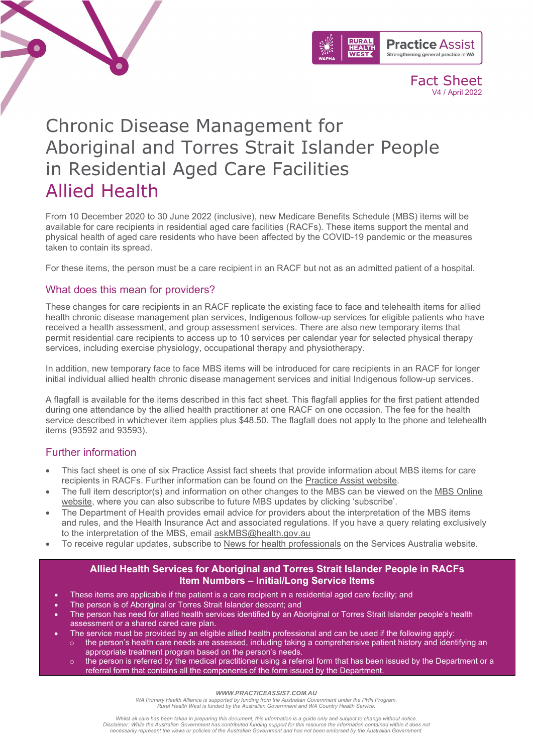Fact Sheet
V4 / April 2022

# Chronic Disease Management for Aboriginal and Torres Strait Islander People in Residential Aged Care Facilities
# Allied Health

From 10 December 2020 to 30 June 2022 (inclusive), new Medicare Benefits Schedule (MBS) items will be available for care recipients in residential aged care facilities (RACFs). These items support the mental and physical health of aged care residents who have been affected by the COVID-19 pandemic or the measures taken to contain its spread.

For these items, the person must be a care recipient in an RACF but not as an admitted patient of a hospital.

## What does this mean for providers?

These changes for care recipients in an RACF replicate the existing face to face and telehealth items for allied health chronic disease management plan services, Indigenous follow-up services for eligible patients who have received a health assessment, and group assessment services. There are also new temporary items that permit residential care recipients to access up to 10 services per calendar year for selected physical therapy services, including exercise physiology, occupational therapy and physiotherapy.

In addition, new temporary face to face MBS items will be introduced for care recipients in an RACF for longer initial individual allied health chronic disease management services and initial Indigenous follow-up services.

A flagfall is available for the items described in this fact sheet. This flagfall applies for the first patient attended during one attendance by the allied health practitioner at one RACF on one occasion. The fee for the health service described in whichever item applies plus $48.50. The flagfall does not apply to the phone and telehealth items (93592 and 93593).

## Further information

- This fact sheet is one of six Practice Assist fact sheets that provide information about MBS items for care recipients in RACFs. Further information can be found on the Practice Assist website.
- The full item descriptor(s) and information on other changes to the MBS can be viewed on the MBS Online website, where you can also subscribe to future MBS updates by clicking 'subscribe'.
- The Department of Health provides email advice for providers about the interpretation of the MBS items and rules, and the Health Insurance Act and associated regulations. If you have a query relating exclusively to the interpretation of the MBS, email askMBS@health.gov.au
- To receive regular updates, subscribe to News for health professionals on the Services Australia website.

### Allied Health Services for Aboriginal and Torres Strait Islander People in RACFs Item Numbers – Initial/Long Service Items

- These items are applicable if the patient is a care recipient in a residential aged care facility; and
- The person is of Aboriginal or Torres Strait Islander descent; and
- The person has need for allied health services identified by an Aboriginal or Torres Strait Islander people's health assessment or a shared cared care plan.
- The service must be provided by an eligible allied health professional and can be used if the following apply:
  - the person's health care needs are assessed, including taking a comprehensive patient history and identifying an appropriate treatment program based on the person's needs.
  - the person is referred by the medical practitioner using a referral form that has been issued by the Department or a referral form that contains all the components of the form issued by the Department.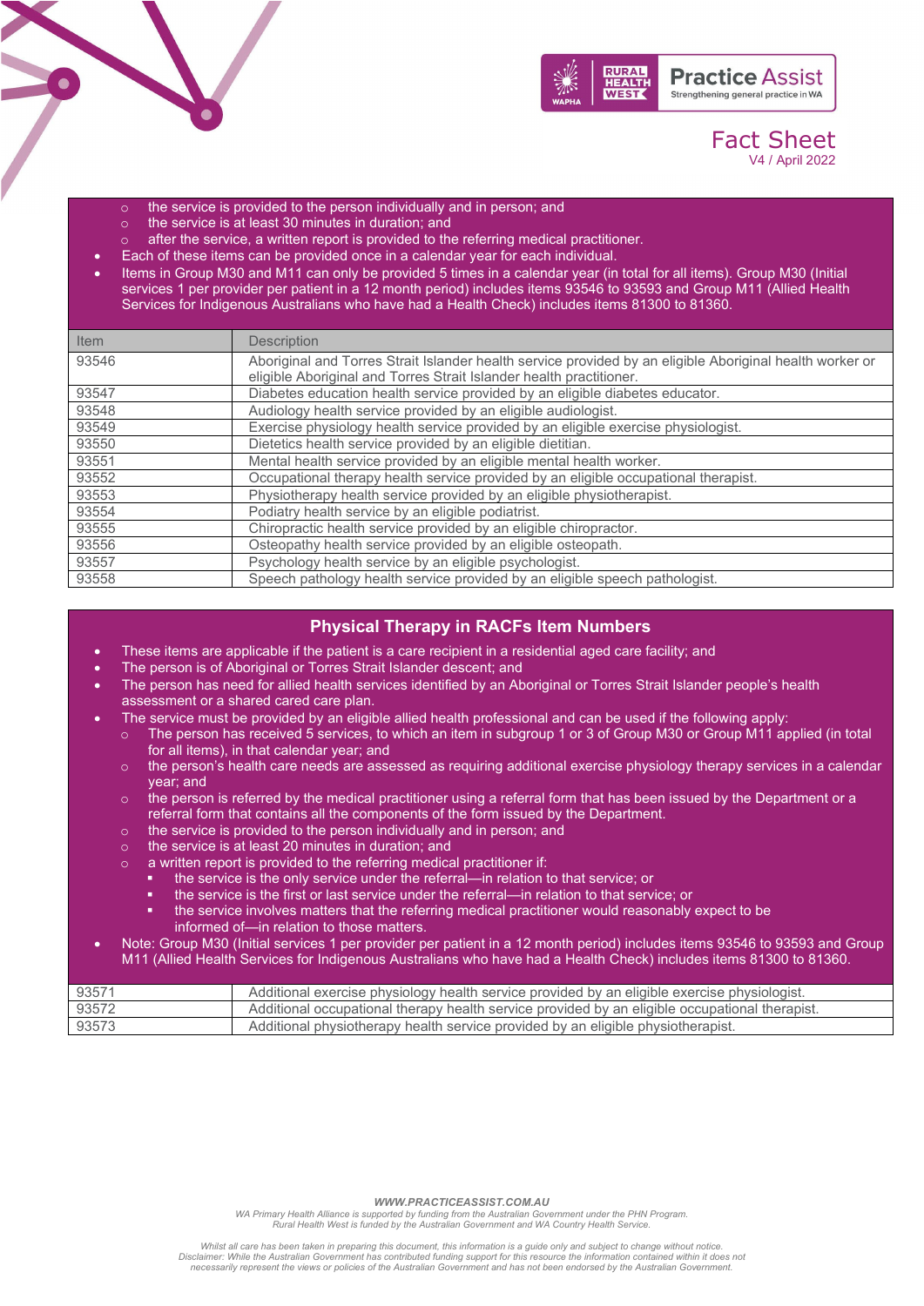- the service is provided to the person individually and in person; and
    - the service is at least 30 minutes in duration; and
    - after the service, a written report is provided to the referring medical practitioner.
- Each of these items can be provided once in a calendar year for each individual.
- Items in Group M30 and M11 can only be provided 5 times in a calendar year (in total for all items). Group M30 (Initial services 1 per provider per patient in a 12 month period) includes items 93546 to 93593 and Group M11 (Allied Health Services for Indigenous Australians who have had a Health Check) includes items 81300 to 81360.

| Item | Description |
|---|---|
| 93546 | Aboriginal and Torres Strait Islander health service provided by an eligible Aboriginal health worker or eligible Aboriginal and Torres Strait Islander health practitioner. |
| 93547 | Diabetes education health service provided by an eligible diabetes educator. |
| 93548 | Audiology health service provided by an eligible audiologist. |
| 93549 | Exercise physiology health service provided by an eligible exercise physiologist. |
| 93550 | Dietetics health service provided by an eligible dietitian. |
| 93551 | Mental health service provided by an eligible mental health worker. |
| 93552 | Occupational therapy health service provided by an eligible occupational therapist. |
| 93553 | Physiotherapy health service provided by an eligible physiotherapist. |
| 93554 | Podiatry health service by an eligible podiatrist. |
| 93555 | Chiropractic health service provided by an eligible chiropractor. |
| 93556 | Osteopathy health service provided by an eligible osteopath. |
| 93557 | Psychology health service by an eligible psychologist. |
| 93558 | Speech pathology health service provided by an eligible speech pathologist. |

## Physical Therapy in RACFs Item Numbers

- These items are applicable if the patient is a care recipient in a residential aged care facility; and
- The person is of Aboriginal or Torres Strait Islander descent; and
- The person has need for allied health services identified by an Aboriginal or Torres Strait Islander people's health assessment or a shared cared care plan.
- The service must be provided by an eligible allied health professional and can be used if the following apply:
    - The person has received 5 services, to which an item in subgroup 1 or 3 of Group M30 or Group M11 applied (in total for all items), in that calendar year; and
    - the person's health care needs are assessed as requiring additional exercise physiology therapy services in a calendar year; and
    - the person is referred by the medical practitioner using a referral form that has been issued by the Department or a referral form that contains all the components of the form issued by the Department.
    - the service is provided to the person individually and in person; and
    - the service is at least 20 minutes in duration; and
    - a written report is provided to the referring medical practitioner if:
        - the service is the only service under the referral—in relation to that service; or
        - the service is the first or last service under the referral—in relation to that service; or
        - the service involves matters that the referring medical practitioner would reasonably expect to be informed of—in relation to those matters.
- Note: Group M30 (Initial services 1 per provider per patient in a 12 month period) includes items 93546 to 93593 and Group M11 (Allied Health Services for Indigenous Australians who have had a Health Check) includes items 81300 to 81360.

| Item | Description |
|---|---|
| 93571 | Additional exercise physiology health service provided by an eligible exercise physiologist. |
| 93572 | Additional occupational therapy health service provided by an eligible occupational therapist. |
| 93573 | Additional physiotherapy health service provided by an eligible physiotherapist. |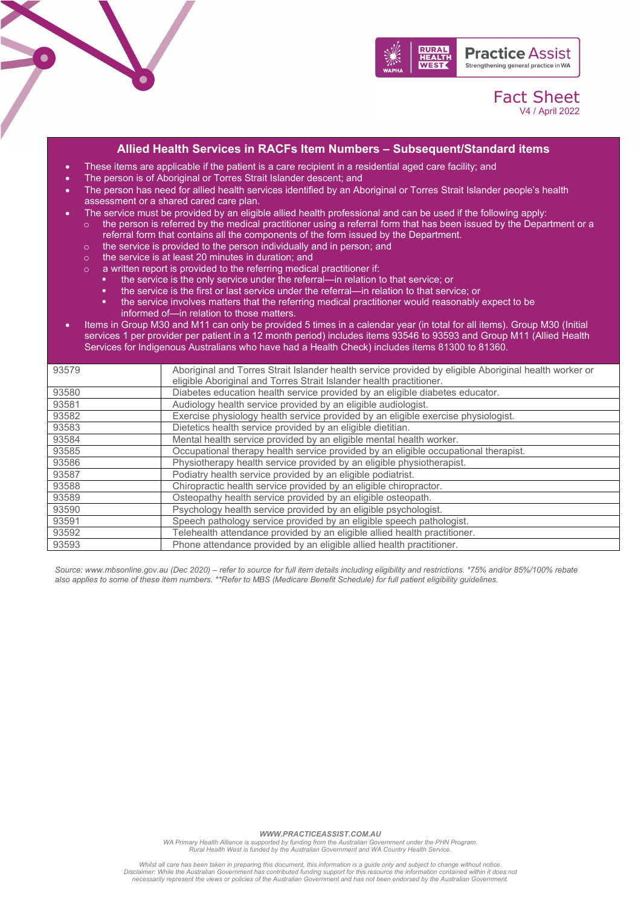Fact Sheet
V4 / April 2022

## Allied Health Services in RACFs Item Numbers – Subsequent/Standard items

- These items are applicable if the patient is a care recipient in a residential aged care facility; and
- The person is of Aboriginal or Torres Strait Islander descent; and
- The person has need for allied health services identified by an Aboriginal or Torres Strait Islander people's health assessment or a shared cared care plan.
- The service must be provided by an eligible allied health professional and can be used if the following apply:
  - the person is referred by the medical practitioner using a referral form that has been issued by the Department or a referral form that contains all the components of the form issued by the Department.
  - the service is provided to the person individually and in person; and
  - the service is at least 20 minutes in duration; and
  - a written report is provided to the referring medical practitioner if:
    - the service is the only service under the referral—in relation to that service; or
    - the service is the first or last service under the referral—in relation to that service; or
    - the service involves matters that the referring medical practitioner would reasonably expect to be informed of—in relation to those matters.
- Items in Group M30 and M11 can only be provided 5 times in a calendar year (in total for all items). Group M30 (Initial services 1 per provider per patient in a 12 month period) includes items 93546 to 93593 and Group M11 (Allied Health Services for Indigenous Australians who have had a Health Check) includes items 81300 to 81360.

| | |
|---|---|
| 93579 | Aboriginal and Torres Strait Islander health service provided by eligible Aboriginal health worker or eligible Aboriginal and Torres Strait Islander health practitioner. |
| 93580 | Diabetes education health service provided by an eligible diabetes educator. |
| 93581 | Audiology health service provided by an eligible audiologist. |
| 93582 | Exercise physiology health service provided by an eligible exercise physiologist. |
| 93583 | Dietetics health service provided by an eligible dietitian. |
| 93584 | Mental health service provided by an eligible mental health worker. |
| 93585 | Occupational therapy health service provided by an eligible occupational therapist. |
| 93586 | Physiotherapy health service provided by an eligible physiotherapist. |
| 93587 | Podiatry health service provided by an eligible podiatrist. |
| 93588 | Chiropractic health service provided by an eligible chiropractor. |
| 93589 | Osteopathy health service provided by an eligible osteopath. |
| 93590 | Psychology health service provided by an eligible psychologist. |
| 93591 | Speech pathology service provided by an eligible speech pathologist. |
| 93592 | Telehealth attendance provided by an eligible allied health practitioner. |
| 93593 | Phone attendance provided by an eligible allied health practitioner. |

*Source: www.mbsonline.gov.au (Dec 2020) – refer to source for full item details including eligibility and restrictions. *75% and/or 85%/100% rebate also applies to some of these item numbers. **Refer to MBS (Medicare Benefit Schedule) for full patient eligibility guidelines.*

*WWW.PRACTICEASSIST.COM.AU*
*WA Primary Health Alliance is supported by funding from the Australian Government under the PHN Program.*
*Rural Health West is funded by the Australian Government and WA Country Health Service.*

*Whilst all care has been taken in preparing this document, this information is a guide only and subject to change without notice.*
*Disclaimer: While the Australian Government has contributed funding support for this resource the information contained within it does not necessarily represent the views or policies of the Australian Government and has not been endorsed by the Australian Government.*